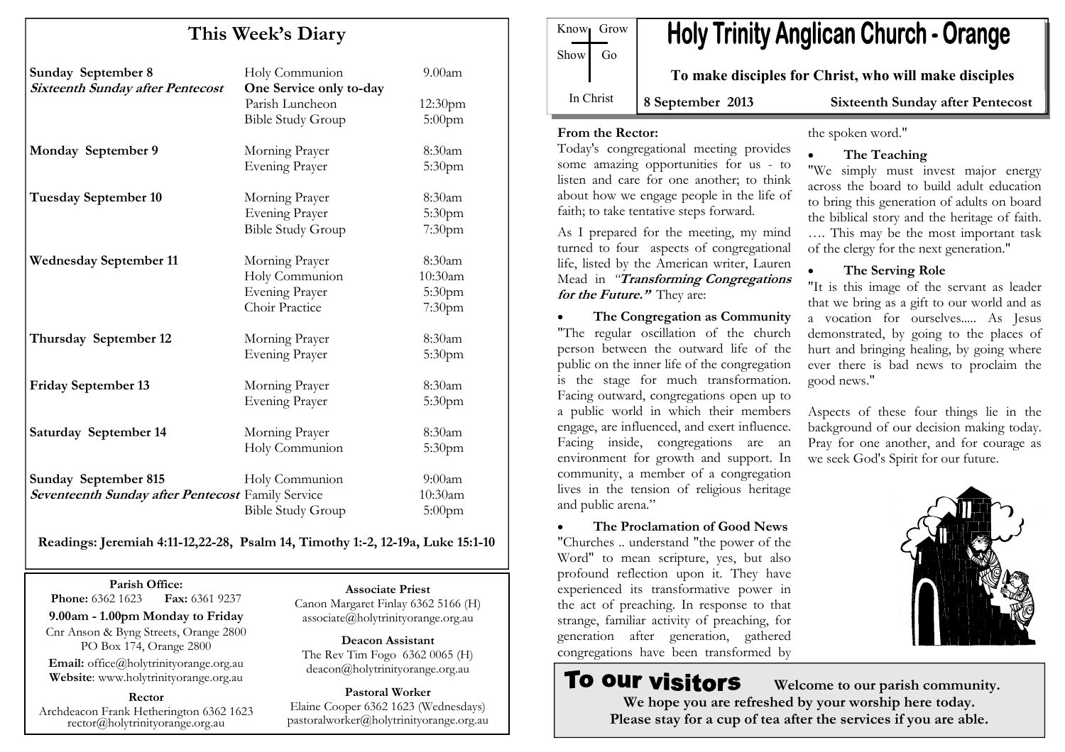## This Week's Diary

| | | |
|---|---|---|
| **Sunday September 8** *Sixteenth Sunday after Pentecost* | Holy Communion **One Service only to-day** | 9.00am |
| | Parish Luncheon | 12:30pm |
| | Bible Study Group | 5:00pm |
| **Monday September 9** | Morning Prayer | 8:30am |
| | Evening Prayer | 5:30pm |
| **Tuesday September 10** | Morning Prayer | 8:30am |
| | Evening Prayer | 5:30pm |
| | Bible Study Group | 7:30pm |
| **Wednesday September 11** | Morning Prayer | 8:30am |
| | Holy Communion | 10:30am |
| | Evening Prayer | 5:30pm |
| | Choir Practice | 7:30pm |
| **Thursday September 12** | Morning Prayer | 8:30am |
| | Evening Prayer | 5:30pm |
| **Friday September 13** | Morning Prayer | 8:30am |
| | Evening Prayer | 5:30pm |
| **Saturday September 14** | Morning Prayer | 8:30am |
| | Holy Communion | 5:30pm |
| **Sunday September 815** | Holy Communion | 9:00am |
| ***Seventeenth Sunday after Pentecost*** | Family Service | 10:30am |
| | Bible Study Group | 5:00pm |

**Readings: Jeremiah 4:11-12,22-28, Psalm 14, Timothy 1:-2, 12-19a, Luke 15:1-10**

**Parish Office:**
**Phone:** 6362 1623 **Fax:** 6361 9237
**9.00am - 1.00pm Monday to Friday**
Cnr Anson & Byng Streets, Orange 2800
PO Box 174, Orange 2800
**Email:** office@holytrinityorange.org.au
**Website**: www.holytrinityorange.org.au

**Rector**
Archdeacon Frank Hetherington 6362 1623
rector@holytrinityorange.org.au

**Associate Priest**
Canon Margaret Finlay 6362 5166 (H)
associate@holytrinityorange.org.au

**Deacon Assistant**
The Rev Tim Fogo 6362 0065 (H)
deacon@holytrinityorange.org.au

**Pastoral Worker**
Elaine Cooper 6362 1623 (Wednesdays)
pastoralworker@holytrinityorange.org.au

Know Grow
Show Go
In Christ

# Holy Trinity Anglican Church - Orange

**To make disciples for Christ, who will make disciples**

**8 September 2013** **Sixteenth Sunday after Pentecost**

**From the Rector:**

Today's congregational meeting provides some amazing opportunities for us - to listen and care for one another; to think about how we engage people in the life of faith; to take tentative steps forward.

As I prepared for the meeting, my mind turned to four aspects of congregational life, listed by the American writer, Lauren Mead in *"**Transforming Congregations for the Future."*** They are:

- **The Congregation as Community**

"The regular oscillation of the church person between the outward life of the public on the inner life of the congregation is the stage for much transformation. Facing outward, congregations open up to a public world in which their members engage, are influenced, and exert influence. Facing inside, congregations are an environment for growth and support. In community, a member of a congregation lives in the tension of religious heritage and public arena."

- **The Proclamation of Good News**

"Churches .. understand "the power of the Word" to mean scripture, yes, but also profound reflection upon it. They have experienced its transformative power in the act of preaching. In response to that strange, familiar activity of preaching, for generation after generation, gathered congregations have been transformed by the spoken word."

- **The Teaching**

"We simply must invest major energy across the board to build adult education to bring this generation of adults on board the biblical story and the heritage of faith. …. This may be the most important task of the clergy for the next generation."

- **The Serving Role**

"It is this image of the servant as leader that we bring as a gift to our world and as a vocation for ourselves..... As Jesus demonstrated, by going to the places of hurt and bringing healing, by going where ever there is bad news to proclaim the good news."

Aspects of these four things lie in the background of our decision making today. Pray for one another, and for courage as we seek God's Spirit for our future.

## To our visitors

**Welcome to our parish community.**
**We hope you are refreshed by your worship here today.**
**Please stay for a cup of tea after the services if you are able.**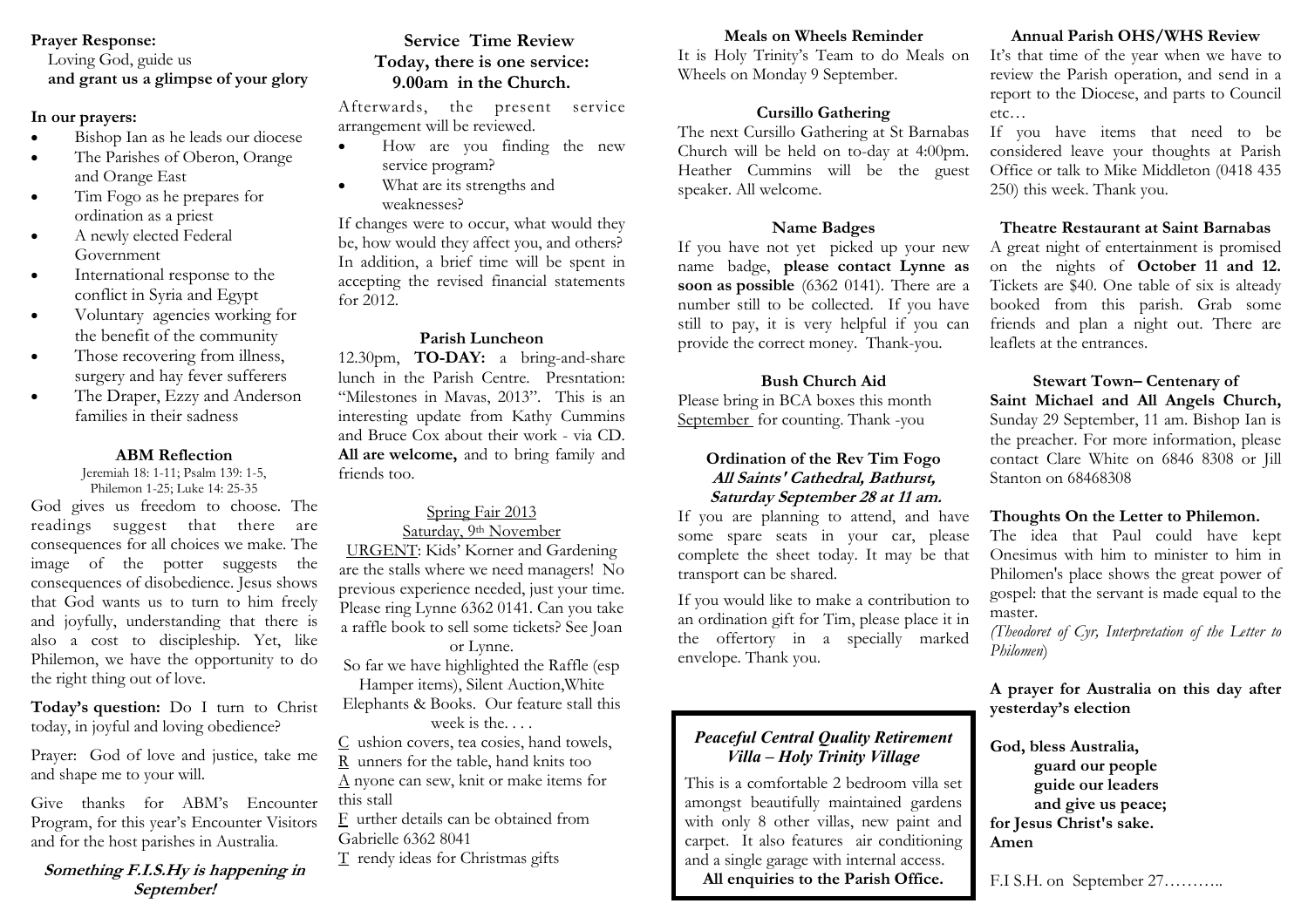**Prayer Response:**

Loving God, guide us
**and grant us a glimpse of your glory**

**In our prayers:**

- Bishop Ian as he leads our diocese
- The Parishes of Oberon, Orange and Orange East
- Tim Fogo as he prepares for ordination as a priest
- A newly elected Federal Government
- International response to the conflict in Syria and Egypt
- Voluntary agencies working for the benefit of the community
- Those recovering from illness, surgery and hay fever sufferers
- The Draper, Ezzy and Anderson families in their sadness

### ABM Reflection

Jeremiah 18: 1-11; Psalm 139: 1-5, Philemon 1-25; Luke 14: 25-35

God gives us freedom to choose. The readings suggest that there are consequences for all choices we make. The image of the potter suggests the consequences of disobedience. Jesus shows that God wants us to turn to him freely and joyfully, understanding that there is also a cost to discipleship. Yet, like Philemon, we have the opportunity to do the right thing out of love.

**Today's question:** Do I turn to Christ today, in joyful and loving obedience?

Prayer: God of love and justice, take me and shape me to your will.

Give thanks for ABM's Encounter Program, for this year's Encounter Visitors and for the host parishes in Australia.

***Something F.I.S.Hy is happening in September!***

### Service Time Review
### Today, there is one service: 9.00am in the Church.

Afterwards, the present service arrangement will be reviewed.

- How are you finding the new service program?
- What are its strengths and weaknesses?

If changes were to occur, what would they be, how would they affect you, and others? In addition, a brief time will be spent in accepting the revised financial statements for 2012.

### Parish Luncheon

12.30pm, **TO-DAY:** a bring-and-share lunch in the Parish Centre. Presntation: "Milestones in Mavas, 2013". This is an interesting update from Kathy Cummins and Bruce Cox about their work - via CD. **All are welcome,** and to bring family and friends too.

Spring Fair 2013
Saturday, 9th November

URGENT: Kids' Korner and Gardening are the stalls where we need managers! No previous experience needed, just your time. Please ring Lynne 6362 0141. Can you take a raffle book to sell some tickets? See Joan or Lynne.

So far we have highlighted the Raffle (esp Hamper items), Silent Auction,White Elephants & Books. Our feature stall this week is the. . . .

C ushion covers, tea cosies, hand towels,
R unners for the table, hand knits too
A nyone can sew, knit or make items for this stall
F urther details can be obtained from Gabrielle 6362 8041
T rendy ideas for Christmas gifts

### Meals on Wheels Reminder

It is Holy Trinity's Team to do Meals on Wheels on Monday 9 September.

### Cursillo Gathering

The next Cursillo Gathering at St Barnabas Church will be held on to-day at 4:00pm. Heather Cummins will be the guest speaker. All welcome.

### Name Badges

If you have not yet picked up your new name badge, **please contact Lynne as soon as possible** (6362 0141). There are a number still to be collected. If you have still to pay, it is very helpful if you can provide the correct money. Thank-you.

### Bush Church Aid

Please bring in BCA boxes this month September for counting. Thank -you

### Ordination of the Rev Tim Fogo
***All Saints' Cathedral, Bathurst, Saturday September 28 at 11 am.***

If you are planning to attend, and have some spare seats in your car, please complete the sheet today. It may be that transport can be shared.

If you would like to make a contribution to an ordination gift for Tim, please place it in the offertory in a specially marked envelope. Thank you.

***Peaceful Central Quality Retirement Villa – Holy Trinity Village***

This is a comfortable 2 bedroom villa set amongst beautifully maintained gardens with only 8 other villas, new paint and carpet. It also features air conditioning and a single garage with internal access.
**All enquiries to the Parish Office.**

### Annual Parish OHS/WHS Review

It's that time of the year when we have to review the Parish operation, and send in a report to the Diocese, and parts to Council etc…

If you have items that need to be considered leave your thoughts at Parish Office or talk to Mike Middleton (0418 435 250) this week. Thank you.

### Theatre Restaurant at Saint Barnabas

A great night of entertainment is promised on the nights of **October 11 and 12.** Tickets are $40. One table of six is alteady booked from this parish. Grab some friends and plan a night out. There are leaflets at the entrances.

### Stewart Town– Centenary of Saint Michael and All Angels Church,

Sunday 29 September, 11 am. Bishop Ian is the preacher. For more information, please contact Clare White on 6846 8308 or Jill Stanton on 68468308

### Thoughts On the Letter to Philemon.

The idea that Paul could have kept Onesimus with him to minister to him in Philomen's place shows the great power of gospel: that the servant is made equal to the master.

*(Theodoret of Cyr, Interpretation of the Letter to Philemon)*

**A prayer for Australia on this day after yesterday's election**

**God, bless Australia,**
**guard our people**
**guide our leaders**
**and give us peace;**
**for Jesus Christ's sake.**
**Amen**

F.I S.H. on September 27………..